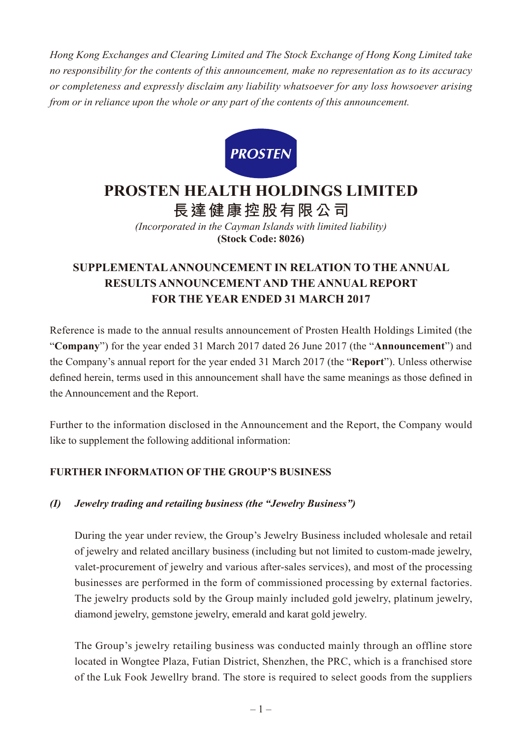*Hong Kong Exchanges and Clearing Limited and The Stock Exchange of Hong Kong Limited take no responsibility for the contents of this announcement, make no representation as to its accuracy or completeness and expressly disclaim any liability whatsoever for any loss howsoever arising from or in reliance upon the whole or any part of the contents of this announcement.*

PROSTEN

# PROSTEN HEALTH HOLDINGS LIMITED

# 長達健康控股有限公司

*(Incorporated in the Cayman Islands with limited liability)*

**(Stock Code: 8026)**

## SUPPLEMENTAL ANNOUNCEMENT IN RELATION TO THE ANNUAL RESULTS ANNOUNCEMENT AND THE ANNUAL REPORT FOR THE YEAR ENDED 31 MARCH 2017

Reference is made to the annual results announcement of Prosten Health Holdings Limited (the "**Company**") for the year ended 31 March 2017 dated 26 June 2017 (the "**Announcement**") and the Company's annual report for the year ended 31 March 2017 (the "**Report**"). Unless otherwise defined herein, terms used in this announcement shall have the same meanings as those defined in the Announcement and the Report.

Further to the information disclosed in the Announcement and the Report, the Company would like to supplement the following additional information:

### FURTHER INFORMATION OF THE GROUP'S BUSINESS

#### *(I) Jewelry trading and retailing business (the "Jewelry Business")*

During the year under review, the Group's Jewelry Business included wholesale and retail of jewelry and related ancillary business (including but not limited to custom-made jewelry, valet-procurement of jewelry and various after-sales services), and most of the processing businesses are performed in the form of commissioned processing by external factories. The jewelry products sold by the Group mainly included gold jewelry, platinum jewelry, diamond jewelry, gemstone jewelry, emerald and karat gold jewelry.

The Group's jewelry retailing business was conducted mainly through an offline store located in Wongtee Plaza, Futian District, Shenzhen, the PRC, which is a franchised store of the Luk Fook Jewellry brand. The store is required to select goods from the suppliers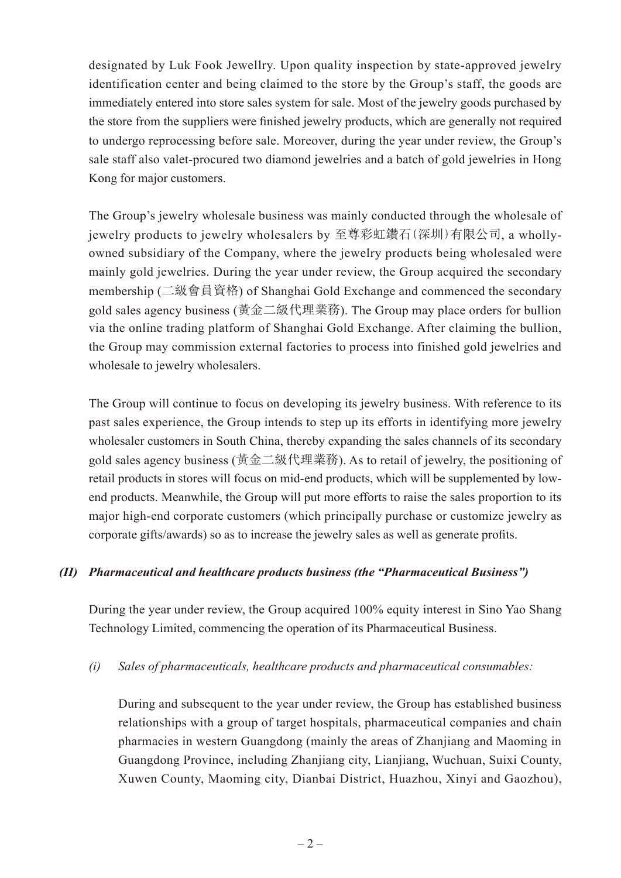designated by Luk Fook Jewellry. Upon quality inspection by state-approved jewelry identification center and being claimed to the store by the Group's staff, the goods are immediately entered into store sales system for sale. Most of the jewelry goods purchased by the store from the suppliers were finished jewelry products, which are generally not required to undergo reprocessing before sale. Moreover, during the year under review, the Group's sale staff also valet-procured two diamond jewelries and a batch of gold jewelries in Hong Kong for major customers.

The Group's jewelry wholesale business was mainly conducted through the wholesale of jewelry products to jewelry wholesalers by 至尊彩虹鑽石(深圳)有限公司, a wholly-owned subsidiary of the Company, where the jewelry products being wholesaled were mainly gold jewelries. During the year under review, the Group acquired the secondary membership (二級會員資格) of Shanghai Gold Exchange and commenced the secondary gold sales agency business (黃金二級代理業務). The Group may place orders for bullion via the online trading platform of Shanghai Gold Exchange. After claiming the bullion, the Group may commission external factories to process into finished gold jewelries and wholesale to jewelry wholesalers.

The Group will continue to focus on developing its jewelry business. With reference to its past sales experience, the Group intends to step up its efforts in identifying more jewelry wholesaler customers in South China, thereby expanding the sales channels of its secondary gold sales agency business (黃金二級代理業務). As to retail of jewelry, the positioning of retail products in stores will focus on mid-end products, which will be supplemented by low-end products. Meanwhile, the Group will put more efforts to raise the sales proportion to its major high-end corporate customers (which principally purchase or customize jewelry as corporate gifts/awards) so as to increase the jewelry sales as well as generate profits.

### *(II) Pharmaceutical and healthcare products business (the "Pharmaceutical Business")*

During the year under review, the Group acquired 100% equity interest in Sino Yao Shang Technology Limited, commencing the operation of its Pharmaceutical Business.

*(i) Sales of pharmaceuticals, healthcare products and pharmaceutical consumables:*

During and subsequent to the year under review, the Group has established business relationships with a group of target hospitals, pharmaceutical companies and chain pharmacies in western Guangdong (mainly the areas of Zhanjiang and Maoming in Guangdong Province, including Zhanjiang city, Lianjiang, Wuchuan, Suixi County, Xuwen County, Maoming city, Dianbai District, Huazhou, Xinyi and Gaozhou),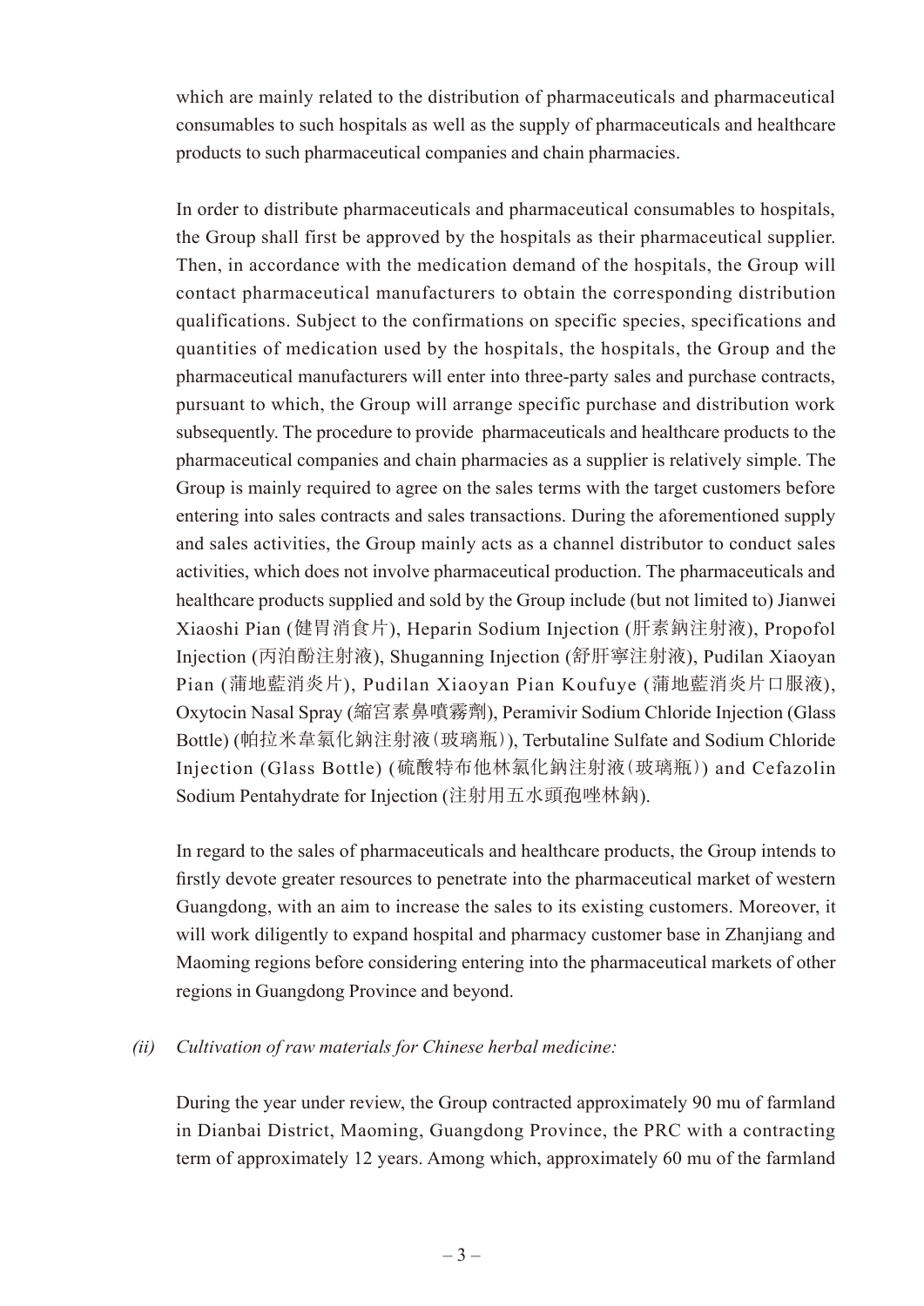which are mainly related to the distribution of pharmaceuticals and pharmaceutical consumables to such hospitals as well as the supply of pharmaceuticals and healthcare products to such pharmaceutical companies and chain pharmacies.

In order to distribute pharmaceuticals and pharmaceutical consumables to hospitals, the Group shall first be approved by the hospitals as their pharmaceutical supplier. Then, in accordance with the medication demand of the hospitals, the Group will contact pharmaceutical manufacturers to obtain the corresponding distribution qualifications. Subject to the confirmations on specific species, specifications and quantities of medication used by the hospitals, the hospitals, the Group and the pharmaceutical manufacturers will enter into three-party sales and purchase contracts, pursuant to which, the Group will arrange specific purchase and distribution work subsequently. The procedure to provide pharmaceuticals and healthcare products to the pharmaceutical companies and chain pharmacies as a supplier is relatively simple. The Group is mainly required to agree on the sales terms with the target customers before entering into sales contracts and sales transactions. During the aforementioned supply and sales activities, the Group mainly acts as a channel distributor to conduct sales activities, which does not involve pharmaceutical production. The pharmaceuticals and healthcare products supplied and sold by the Group include (but not limited to) Jianwei Xiaoshi Pian (健胃消食片), Heparin Sodium Injection (肝素鈉注射液), Propofol Injection (丙泊酚注射液), Shuganning Injection (舒肝寧注射液), Pudilan Xiaoyan Pian (蒲地藍消炎片), Pudilan Xiaoyan Pian Koufuye (蒲地藍消炎片口服液), Oxytocin Nasal Spray (縮宮素鼻噴霧劑), Peramivir Sodium Chloride Injection (Glass Bottle) (帕拉米韋氯化鈉注射液(玻璃瓶)), Terbutaline Sulfate and Sodium Chloride Injection (Glass Bottle) (硫酸特布他林氯化鈉注射液(玻璃瓶)) and Cefazolin Sodium Pentahydrate for Injection (注射用五水頭孢唑林鈉).

In regard to the sales of pharmaceuticals and healthcare products, the Group intends to firstly devote greater resources to penetrate into the pharmaceutical market of western Guangdong, with an aim to increase the sales to its existing customers. Moreover, it will work diligently to expand hospital and pharmacy customer base in Zhanjiang and Maoming regions before considering entering into the pharmaceutical markets of other regions in Guangdong Province and beyond.

*(ii) Cultivation of raw materials for Chinese herbal medicine:*

During the year under review, the Group contracted approximately 90 mu of farmland in Dianbai District, Maoming, Guangdong Province, the PRC with a contracting term of approximately 12 years. Among which, approximately 60 mu of the farmland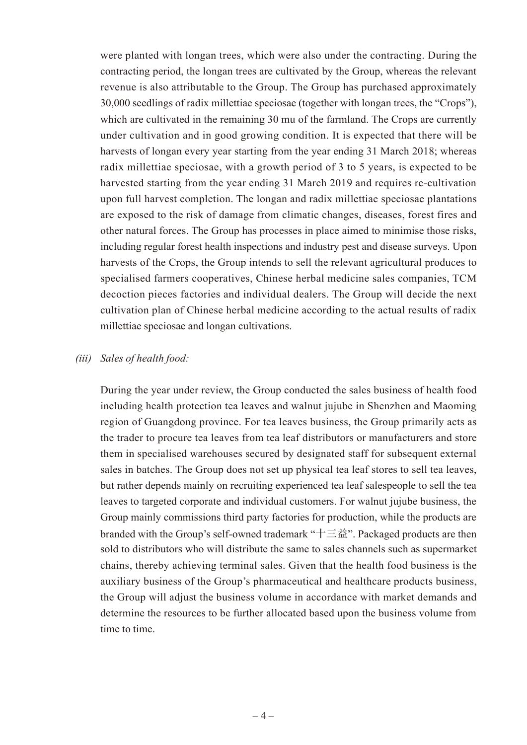were planted with longan trees, which were also under the contracting. During the contracting period, the longan trees are cultivated by the Group, whereas the relevant revenue is also attributable to the Group. The Group has purchased approximately 30,000 seedlings of radix millettiae speciosae (together with longan trees, the "Crops"), which are cultivated in the remaining 30 mu of the farmland. The Crops are currently under cultivation and in good growing condition. It is expected that there will be harvests of longan every year starting from the year ending 31 March 2018; whereas radix millettiae speciosae, with a growth period of 3 to 5 years, is expected to be harvested starting from the year ending 31 March 2019 and requires re-cultivation upon full harvest completion. The longan and radix millettiae speciosae plantations are exposed to the risk of damage from climatic changes, diseases, forest fires and other natural forces. The Group has processes in place aimed to minimise those risks, including regular forest health inspections and industry pest and disease surveys. Upon harvests of the Crops, the Group intends to sell the relevant agricultural produces to specialised farmers cooperatives, Chinese herbal medicine sales companies, TCM decoction pieces factories and individual dealers. The Group will decide the next cultivation plan of Chinese herbal medicine according to the actual results of radix millettiae speciosae and longan cultivations.

*(iii) Sales of health food:*

During the year under review, the Group conducted the sales business of health food including health protection tea leaves and walnut jujube in Shenzhen and Maoming region of Guangdong province. For tea leaves business, the Group primarily acts as the trader to procure tea leaves from tea leaf distributors or manufacturers and store them in specialised warehouses secured by designated staff for subsequent external sales in batches. The Group does not set up physical tea leaf stores to sell tea leaves, but rather depends mainly on recruiting experienced tea leaf salespeople to sell the tea leaves to targeted corporate and individual customers. For walnut jujube business, the Group mainly commissions third party factories for production, while the products are branded with the Group's self-owned trademark "十三益". Packaged products are then sold to distributors who will distribute the same to sales channels such as supermarket chains, thereby achieving terminal sales. Given that the health food business is the auxiliary business of the Group's pharmaceutical and healthcare products business, the Group will adjust the business volume in accordance with market demands and determine the resources to be further allocated based upon the business volume from time to time.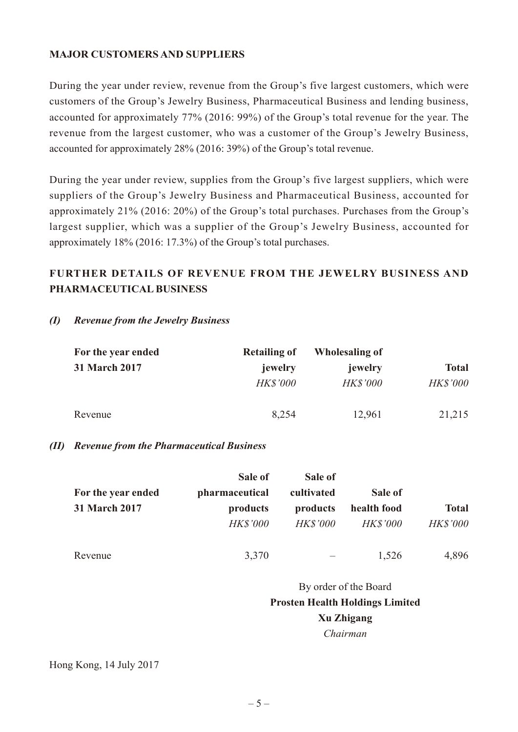## MAJOR CUSTOMERS AND SUPPLIERS

During the year under review, revenue from the Group's five largest customers, which were customers of the Group's Jewelry Business, Pharmaceutical Business and lending business, accounted for approximately 77% (2016: 99%) of the Group's total revenue for the year. The revenue from the largest customer, who was a customer of the Group's Jewelry Business, accounted for approximately 28% (2016: 39%) of the Group's total revenue.

During the year under review, supplies from the Group's five largest suppliers, which were suppliers of the Group's Jewelry Business and Pharmaceutical Business, accounted for approximately 21% (2016: 20%) of the Group's total purchases. Purchases from the Group's largest supplier, which was a supplier of the Group's Jewelry Business, accounted for approximately 18% (2016: 17.3%) of the Group's total purchases.

## FURTHER DETAILS OF REVENUE FROM THE JEWELRY BUSINESS AND PHARMACEUTICAL BUSINESS

### *(I) Revenue from the Jewelry Business*

| For the year ended 31 March 2017 | Retailing of jewelry | Wholesaling of jewelry | Total |
|---|---|---|---|
| | *HK$'000* | *HK$'000* | *HK$'000* |
| Revenue | 8,254 | 12,961 | 21,215 |

### *(II) Revenue from the Pharmaceutical Business*

| For the year ended 31 March 2017 | Sale of pharmaceutical products | Sale of cultivated products | Sale of health food | Total |
|---|---|---|---|---|
| | *HK$'000* | *HK$'000* | *HK$'000* | *HK$'000* |
| Revenue | 3,370 | – | 1,526 | 4,896 |

By order of the Board
**Prosten Health Holdings Limited**
**Xu Zhigang**
*Chairman*

Hong Kong, 14 July 2017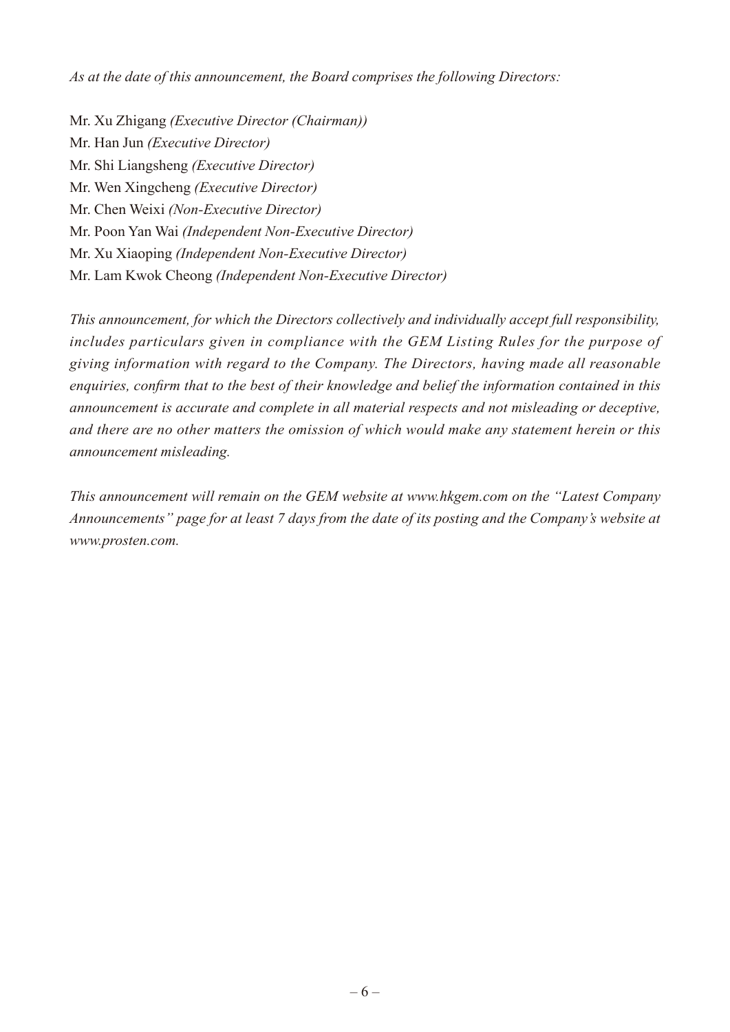*As at the date of this announcement, the Board comprises the following Directors:*

Mr. Xu Zhigang *(Executive Director (Chairman))*
Mr. Han Jun *(Executive Director)*
Mr. Shi Liangsheng *(Executive Director)*
Mr. Wen Xingcheng *(Executive Director)*
Mr. Chen Weixi *(Non-Executive Director)*
Mr. Poon Yan Wai *(Independent Non-Executive Director)*
Mr. Xu Xiaoping *(Independent Non-Executive Director)*
Mr. Lam Kwok Cheong *(Independent Non-Executive Director)*

*This announcement, for which the Directors collectively and individually accept full responsibility, includes particulars given in compliance with the GEM Listing Rules for the purpose of giving information with regard to the Company. The Directors, having made all reasonable enquiries, confirm that to the best of their knowledge and belief the information contained in this announcement is accurate and complete in all material respects and not misleading or deceptive, and there are no other matters the omission of which would make any statement herein or this announcement misleading.*

*This announcement will remain on the GEM website at www.hkgem.com on the "Latest Company Announcements" page for at least 7 days from the date of its posting and the Company's website at www.prosten.com.*